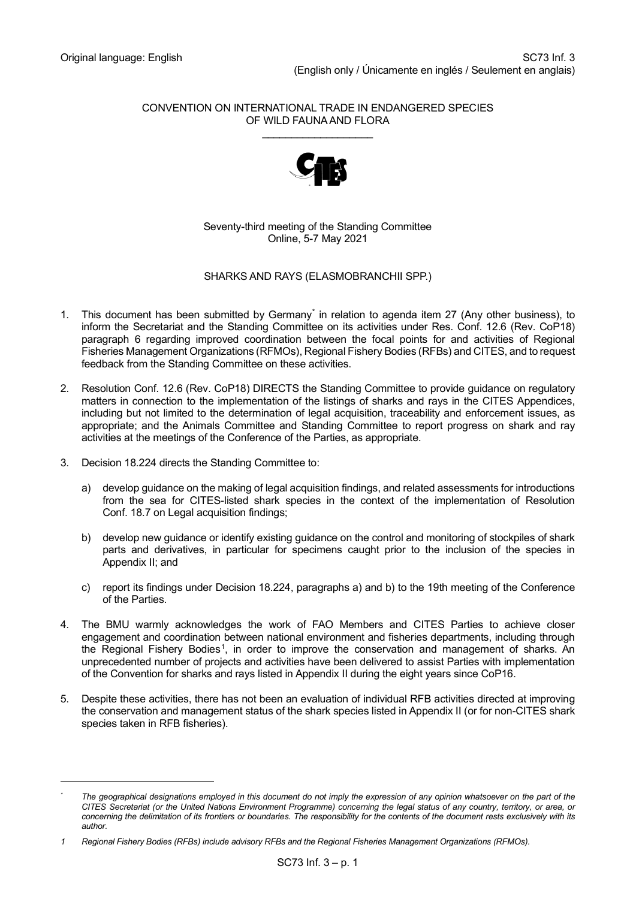Original language: English

SC73 Inf. 3
(English only / Únicamente en inglés / Seulement en anglais)

CONVENTION ON INTERNATIONAL TRADE IN ENDANGERED SPECIES
OF WILD FAUNA AND FLORA

\_\_\_\_\_\_\_\_\_\_\_\_\_\_\_\_\_\_\_\_

Seventy-third meeting of the Standing Committee
Online, 5-7 May 2021

SHARKS AND RAYS (ELASMOBRANCHII SPP.)

1. This document has been submitted by Germany* in relation to agenda item 27 (Any other business), to inform the Secretariat and the Standing Committee on its activities under Res. Conf. 12.6 (Rev. CoP18) paragraph 6 regarding improved coordination between the focal points for and activities of Regional Fisheries Management Organizations (RFMOs), Regional Fishery Bodies (RFBs) and CITES, and to request feedback from the Standing Committee on these activities.

2. Resolution Conf. 12.6 (Rev. CoP18) DIRECTS the Standing Committee to provide guidance on regulatory matters in connection to the implementation of the listings of sharks and rays in the CITES Appendices, including but not limited to the determination of legal acquisition, traceability and enforcement issues, as appropriate; and the Animals Committee and Standing Committee to report progress on shark and ray activities at the meetings of the Conference of the Parties, as appropriate.

3. Decision 18.224 directs the Standing Committee to:

   a) develop guidance on the making of legal acquisition findings, and related assessments for introductions from the sea for CITES-listed shark species in the context of the implementation of Resolution Conf. 18.7 on Legal acquisition findings;

   b) develop new guidance or identify existing guidance on the control and monitoring of stockpiles of shark parts and derivatives, in particular for specimens caught prior to the inclusion of the species in Appendix II; and

   c) report its findings under Decision 18.224, paragraphs a) and b) to the 19th meeting of the Conference of the Parties.

4. The BMU warmly acknowledges the work of FAO Members and CITES Parties to achieve closer engagement and coordination between national environment and fisheries departments, including through the Regional Fishery Bodies[1], in order to improve the conservation and management of sharks. An unprecedented number of projects and activities have been delivered to assist Parties with implementation of the Convention for sharks and rays listed in Appendix II during the eight years since CoP16.

5. Despite these activities, there has not been an evaluation of individual RFB activities directed at improving the conservation and management status of the shark species listed in Appendix II (or for non-CITES shark species taken in RFB fisheries).

---

\* *The geographical designations employed in this document do not imply the expression of any opinion whatsoever on the part of the CITES Secretariat (or the United Nations Environment Programme) concerning the legal status of any country, territory, or area, or concerning the delimitation of its frontiers or boundaries. The responsibility for the contents of the document rests exclusively with its author.*

[1] *Regional Fishery Bodies (RFBs) include advisory RFBs and the Regional Fisheries Management Organizations (RFMOs).*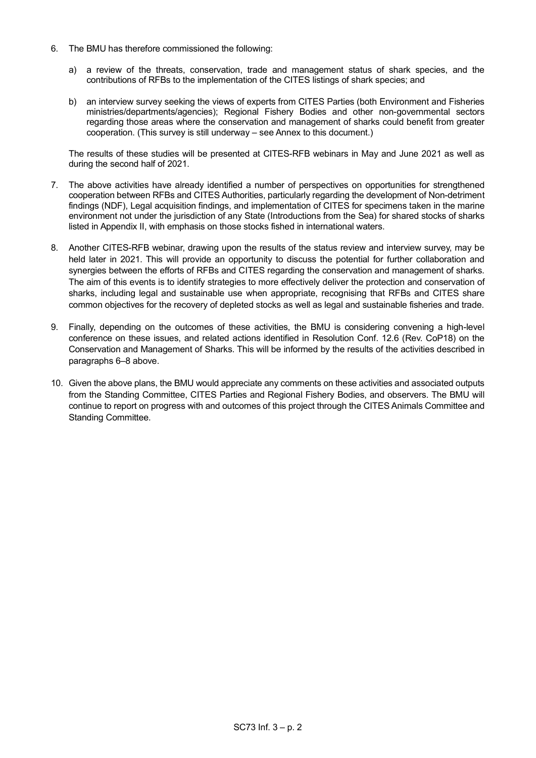6. The BMU has therefore commissioned the following:

   a) a review of the threats, conservation, trade and management status of shark species, and the contributions of RFBs to the implementation of the CITES listings of shark species; and

   b) an interview survey seeking the views of experts from CITES Parties (both Environment and Fisheries ministries/departments/agencies); Regional Fishery Bodies and other non-governmental sectors regarding those areas where the conservation and management of sharks could benefit from greater cooperation. (This survey is still underway – see Annex to this document.)

   The results of these studies will be presented at CITES-RFB webinars in May and June 2021 as well as during the second half of 2021.

7. The above activities have already identified a number of perspectives on opportunities for strengthened cooperation between RFBs and CITES Authorities, particularly regarding the development of Non-detriment findings (NDF), Legal acquisition findings, and implementation of CITES for specimens taken in the marine environment not under the jurisdiction of any State (Introductions from the Sea) for shared stocks of sharks listed in Appendix II, with emphasis on those stocks fished in international waters.

8. Another CITES-RFB webinar, drawing upon the results of the status review and interview survey, may be held later in 2021. This will provide an opportunity to discuss the potential for further collaboration and synergies between the efforts of RFBs and CITES regarding the conservation and management of sharks. The aim of this events is to identify strategies to more effectively deliver the protection and conservation of sharks, including legal and sustainable use when appropriate, recognising that RFBs and CITES share common objectives for the recovery of depleted stocks as well as legal and sustainable fisheries and trade.

9. Finally, depending on the outcomes of these activities, the BMU is considering convening a high-level conference on these issues, and related actions identified in Resolution Conf. 12.6 (Rev. CoP18) on the Conservation and Management of Sharks. This will be informed by the results of the activities described in paragraphs 6–8 above.

10. Given the above plans, the BMU would appreciate any comments on these activities and associated outputs from the Standing Committee, CITES Parties and Regional Fishery Bodies, and observers. The BMU will continue to report on progress with and outcomes of this project through the CITES Animals Committee and Standing Committee.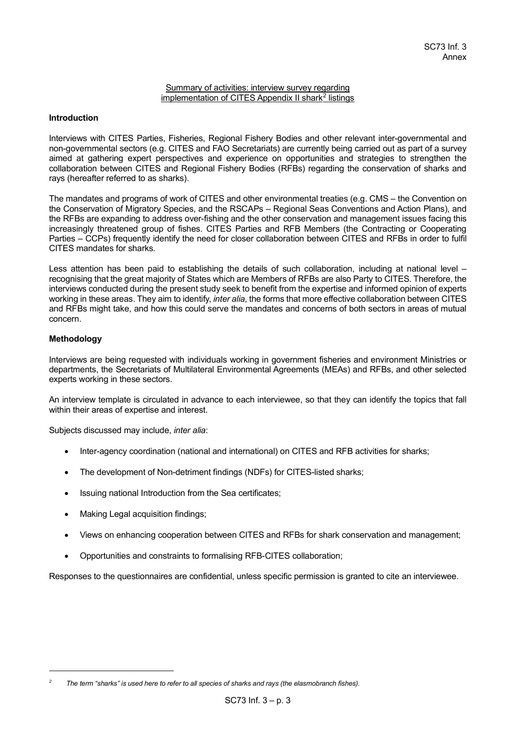SC73 Inf. 3
Annex

## Summary of activities: interview survey regarding implementation of CITES Appendix II shark[2] listings

### Introduction

Interviews with CITES Parties, Fisheries, Regional Fishery Bodies and other relevant inter-governmental and non-governmental sectors (e.g. CITES and FAO Secretariats) are currently being carried out as part of a survey aimed at gathering expert perspectives and experience on opportunities and strategies to strengthen the collaboration between CITES and Regional Fishery Bodies (RFBs) regarding the conservation of sharks and rays (hereafter referred to as sharks).

The mandates and programs of work of CITES and other environmental treaties (e.g. CMS – the Convention on the Conservation of Migratory Species, and the RSCAPs – Regional Seas Conventions and Action Plans), and the RFBs are expanding to address over-fishing and the other conservation and management issues facing this increasingly threatened group of fishes. CITES Parties and RFB Members (the Contracting or Cooperating Parties – CCPs) frequently identify the need for closer collaboration between CITES and RFBs in order to fulfil CITES mandates for sharks.

Less attention has been paid to establishing the details of such collaboration, including at national level – recognising that the great majority of States which are Members of RFBs are also Party to CITES. Therefore, the interviews conducted during the present study seek to benefit from the expertise and informed opinion of experts working in these areas. They aim to identify, *inter alia*, the forms that more effective collaboration between CITES and RFBs might take, and how this could serve the mandates and concerns of both sectors in areas of mutual concern.

### Methodology

Interviews are being requested with individuals working in government fisheries and environment Ministries or departments, the Secretariats of Multilateral Environmental Agreements (MEAs) and RFBs, and other selected experts working in these sectors.

An interview template is circulated in advance to each interviewee, so that they can identify the topics that fall within their areas of expertise and interest.

Subjects discussed may include, *inter alia*:

- Inter-agency coordination (national and international) on CITES and RFB activities for sharks;
- The development of Non-detriment findings (NDFs) for CITES-listed sharks;
- Issuing national Introduction from the Sea certificates;
- Making Legal acquisition findings;
- Views on enhancing cooperation between CITES and RFBs for shark conservation and management;
- Opportunities and constraints to formalising RFB-CITES collaboration;

Responses to the questionnaires are confidential, unless specific permission is granted to cite an interviewee.

---

[2] *The term "sharks" is used here to refer to all species of sharks and rays (the elasmobranch fishes).*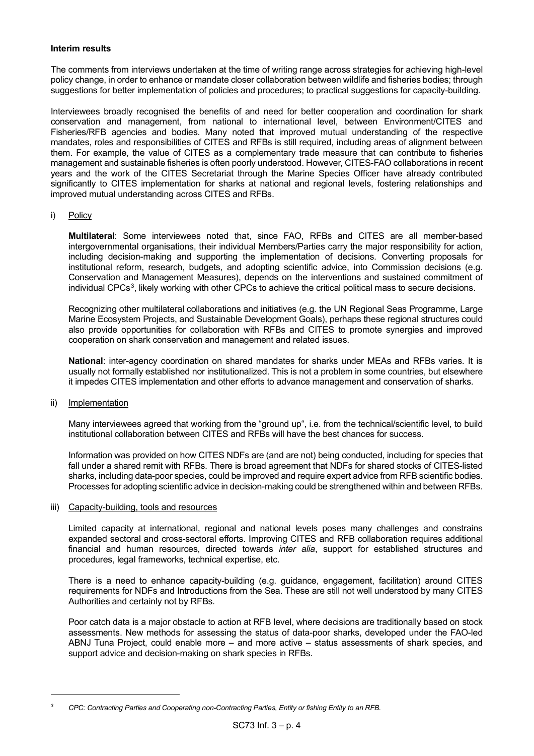**Interim results**

The comments from interviews undertaken at the time of writing range across strategies for achieving high-level policy change, in order to enhance or mandate closer collaboration between wildlife and fisheries bodies; through suggestions for better implementation of policies and procedures; to practical suggestions for capacity-building.

Interviewees broadly recognised the benefits of and need for better cooperation and coordination for shark conservation and management, from national to international level, between Environment/CITES and Fisheries/RFB agencies and bodies. Many noted that improved mutual understanding of the respective mandates, roles and responsibilities of CITES and RFBs is still required, including areas of alignment between them. For example, the value of CITES as a complementary trade measure that can contribute to fisheries management and sustainable fisheries is often poorly understood. However, CITES-FAO collaborations in recent years and the work of the CITES Secretariat through the Marine Species Officer have already contributed significantly to CITES implementation for sharks at national and regional levels, fostering relationships and improved mutual understanding across CITES and RFBs.

i) Policy

**Multilateral**: Some interviewees noted that, since FAO, RFBs and CITES are all member-based intergovernmental organisations, their individual Members/Parties carry the major responsibility for action, including decision-making and supporting the implementation of decisions. Converting proposals for institutional reform, research, budgets, and adopting scientific advice, into Commission decisions (e.g. Conservation and Management Measures), depends on the interventions and sustained commitment of individual CPCs[3], likely working with other CPCs to achieve the critical political mass to secure decisions.

Recognizing other multilateral collaborations and initiatives (e.g. the UN Regional Seas Programme, Large Marine Ecosystem Projects, and Sustainable Development Goals), perhaps these regional structures could also provide opportunities for collaboration with RFBs and CITES to promote synergies and improved cooperation on shark conservation and management and related issues.

**National**: inter-agency coordination on shared mandates for sharks under MEAs and RFBs varies. It is usually not formally established nor institutionalized. This is not a problem in some countries, but elsewhere it impedes CITES implementation and other efforts to advance management and conservation of sharks.

ii) Implementation

Many interviewees agreed that working from the "ground up", i.e. from the technical/scientific level, to build institutional collaboration between CITES and RFBs will have the best chances for success.

Information was provided on how CITES NDFs are (and are not) being conducted, including for species that fall under a shared remit with RFBs. There is broad agreement that NDFs for shared stocks of CITES-listed sharks, including data-poor species, could be improved and require expert advice from RFB scientific bodies. Processes for adopting scientific advice in decision-making could be strengthened within and between RFBs.

iii) Capacity-building, tools and resources

Limited capacity at international, regional and national levels poses many challenges and constrains expanded sectoral and cross-sectoral efforts. Improving CITES and RFB collaboration requires additional financial and human resources, directed towards *inter alia*, support for established structures and procedures, legal frameworks, technical expertise, etc.

There is a need to enhance capacity-building (e.g. guidance, engagement, facilitation) around CITES requirements for NDFs and Introductions from the Sea. These are still not well understood by many CITES Authorities and certainly not by RFBs.

Poor catch data is a major obstacle to action at RFB level, where decisions are traditionally based on stock assessments. New methods for assessing the status of data-poor sharks, developed under the FAO-led ABNJ Tuna Project, could enable more – and more active – status assessments of shark species, and support advice and decision-making on shark species in RFBs.

---

[3] *CPC: Contracting Parties and Cooperating non-Contracting Parties, Entity or fishing Entity to an RFB.*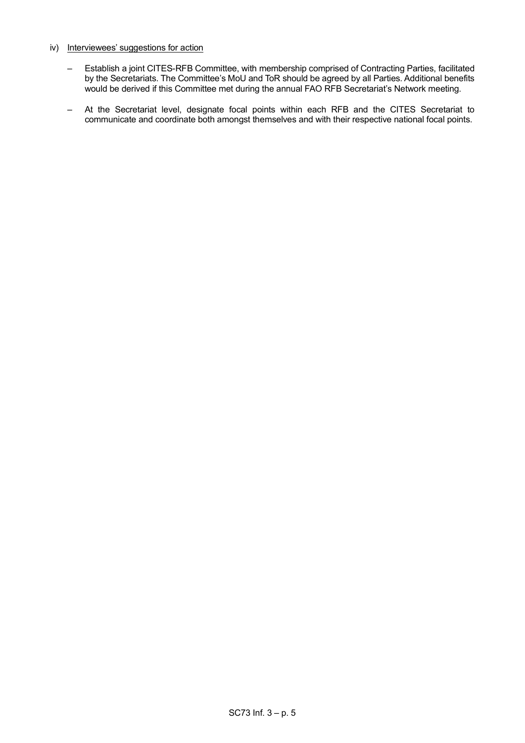iv) Interviewees' suggestions for action

– Establish a joint CITES-RFB Committee, with membership comprised of Contracting Parties, facilitated by the Secretariats. The Committee's MoU and ToR should be agreed by all Parties. Additional benefits would be derived if this Committee met during the annual FAO RFB Secretariat's Network meeting.

– At the Secretariat level, designate focal points within each RFB and the CITES Secretariat to communicate and coordinate both amongst themselves and with their respective national focal points.